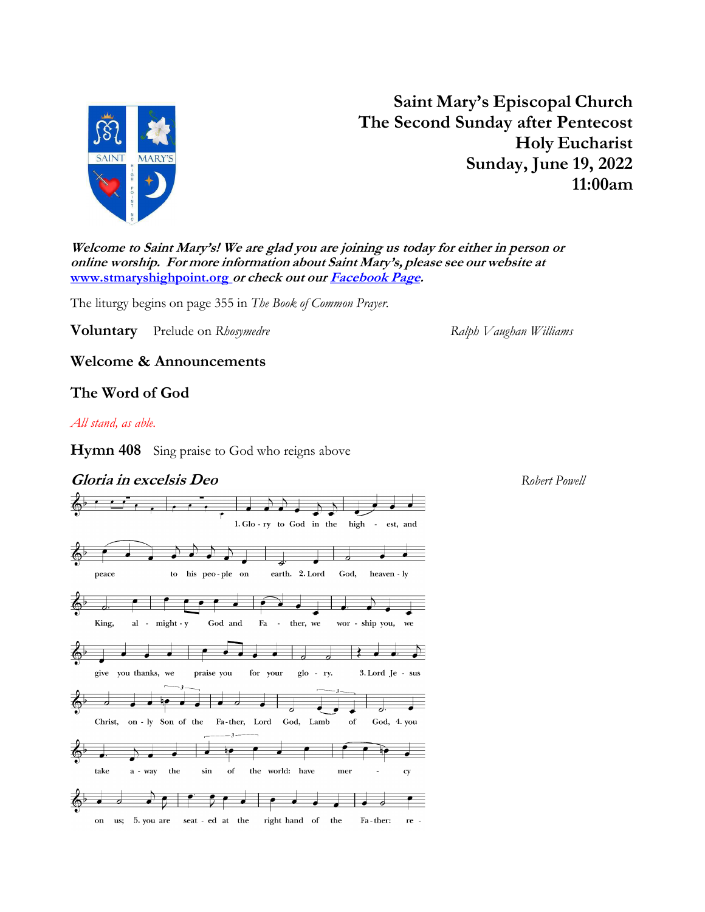# Saint Mary's Episcopal Church
## The Second Sunday after Pentecost
## Holy Eucharist
## Sunday, June 19, 2022
## 11:00am

***Welcome to Saint Mary's! We are glad you are joining us today for either in person or online worship. For more information about Saint Mary's, please see our website at [www.stmaryshighpoint.org](http://www.stmaryshighpoint.org) or check out our [Facebook Page](#).***

The liturgy begins on page 355 in *The Book of Common Prayer.*

**Voluntary** Prelude on *Rhosymedre* *Ralph Vaughan Williams*

**Welcome & Announcements**

**The Word of God**

*All stand, as able.*

**Hymn 408** Sing praise to God who reigns above

***Gloria in excelsis Deo*** *Robert Powell*

1. Glory to God in the highest, and peace to his people on earth. 2. Lord God, heavenly King, almighty God and Father, we worship you, we give you thanks, we praise you for your glory. 3. Lord Jesus Christ, only Son of the Father, Lord God, Lamb of God, 4. you take away the sin of the world: have mercy on us; 5. you are seated at the right hand of the Father: re -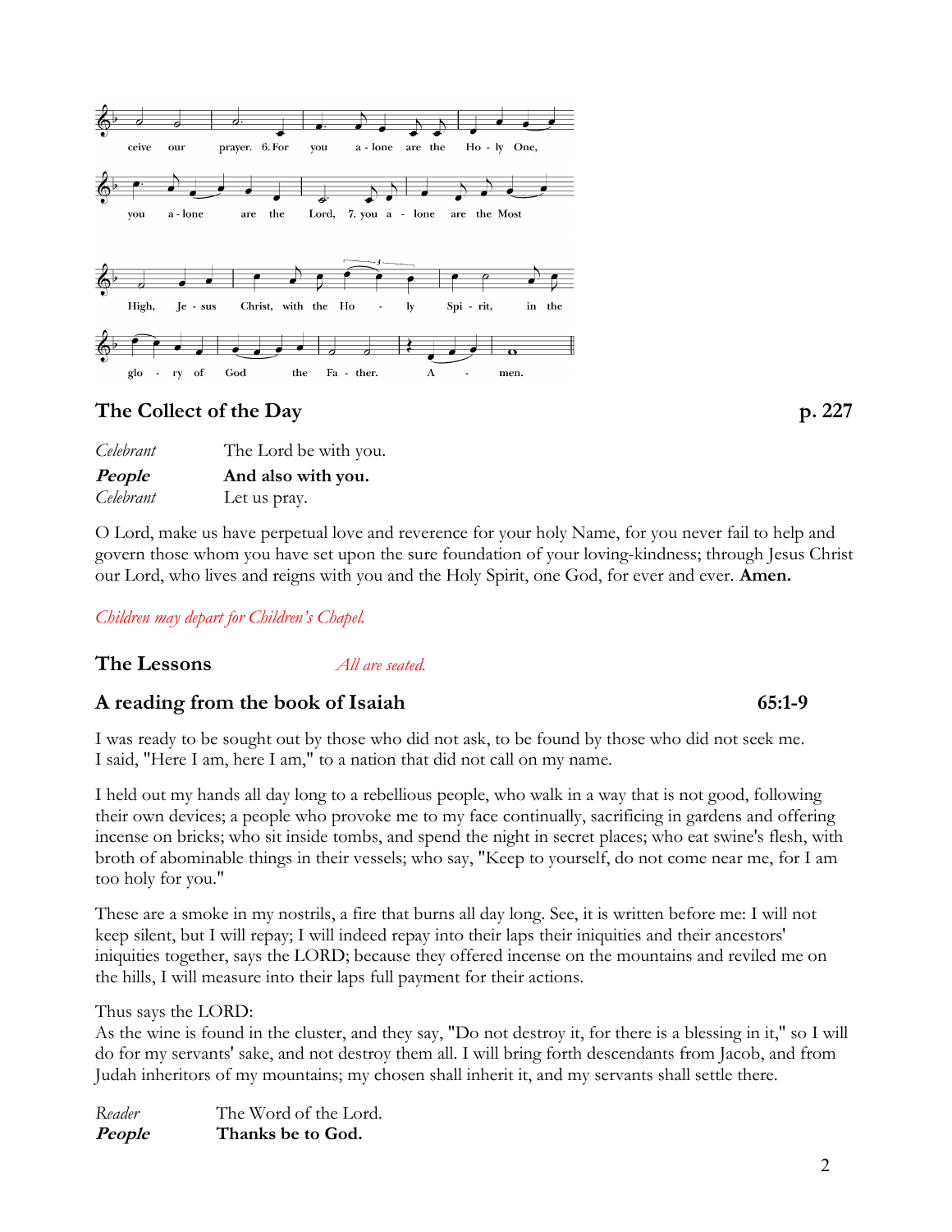ceive our prayer. 6. For you alone are the Holy One, you alone are the Lord, 7. you alone are the Most High, Jesus Christ, with the Holy Spirit, in the glory of God the Father. Amen.

## The Collect of the Day p. 227

*Celebrant* The Lord be with you.
***People*** **And also with you.**
*Celebrant* Let us pray.

O Lord, make us have perpetual love and reverence for your holy Name, for you never fail to help and govern those whom you have set upon the sure foundation of your loving-kindness; through Jesus Christ our Lord, who lives and reigns with you and the Holy Spirit, one God, for ever and ever. **Amen.**

*Children may depart for Children's Chapel.*

## The Lessons *All are seated.*

## A reading from the book of Isaiah 65:1-9

I was ready to be sought out by those who did not ask, to be found by those who did not seek me. I said, "Here I am, here I am," to a nation that did not call on my name.

I held out my hands all day long to a rebellious people, who walk in a way that is not good, following their own devices; a people who provoke me to my face continually, sacrificing in gardens and offering incense on bricks; who sit inside tombs, and spend the night in secret places; who eat swine's flesh, with broth of abominable things in their vessels; who say, "Keep to yourself, do not come near me, for I am too holy for you."

These are a smoke in my nostrils, a fire that burns all day long. See, it is written before me: I will not keep silent, but I will repay; I will indeed repay into their laps their iniquities and their ancestors' iniquities together, says the LORD; because they offered incense on the mountains and reviled me on the hills, I will measure into their laps full payment for their actions.

Thus says the LORD:
As the wine is found in the cluster, and they say, "Do not destroy it, for there is a blessing in it," so I will do for my servants' sake, and not destroy them all. I will bring forth descendants from Jacob, and from Judah inheritors of my mountains; my chosen shall inherit it, and my servants shall settle there.

*Reader* The Word of the Lord.
***People*** **Thanks be to God.**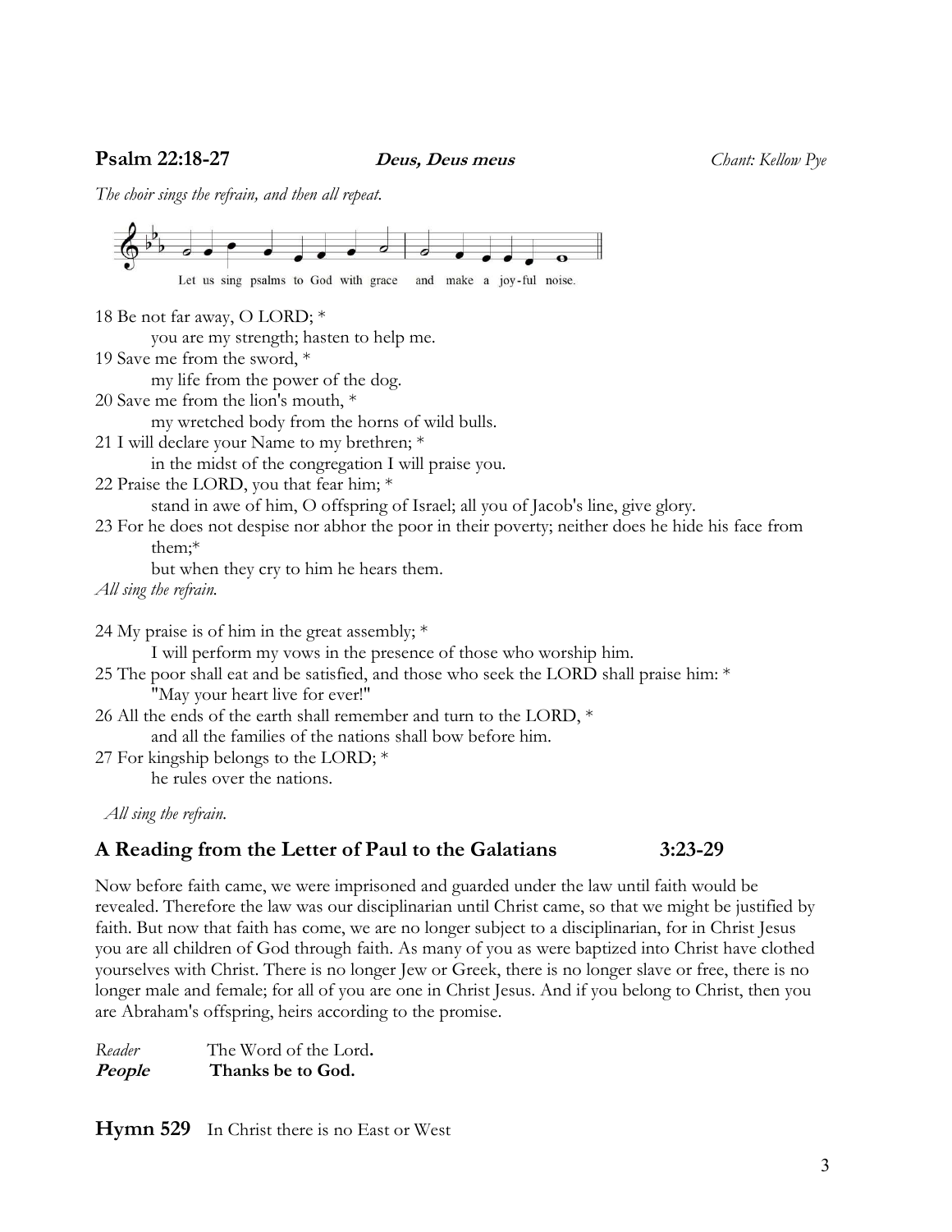**Psalm 22:18-27** ***Deus, Deus meus*** *Chant: Kellow Pye*

*The choir sings the refrain, and then all repeat.*

Let us sing psalms to God with grace and make a joy-ful noise.

18 Be not far away, O LORD; *
  you are my strength; hasten to help me.
19 Save me from the sword, *
  my life from the power of the dog.
20 Save me from the lion's mouth, *
  my wretched body from the horns of wild bulls.
21 I will declare your Name to my brethren; *
  in the midst of the congregation I will praise you.
22 Praise the LORD, you that fear him; *
  stand in awe of him, O offspring of Israel; all you of Jacob's line, give glory.
23 For he does not despise nor abhor the poor in their poverty; neither does he hide his face from them;*
  but when they cry to him he hears them.

*All sing the refrain.*

24 My praise is of him in the great assembly; *
  I will perform my vows in the presence of those who worship him.
25 The poor shall eat and be satisfied, and those who seek the LORD shall praise him: *
  "May your heart live for ever!"
26 All the ends of the earth shall remember and turn to the LORD, *
  and all the families of the nations shall bow before him.
27 For kingship belongs to the LORD; *
  he rules over the nations.

*All sing the refrain.*

## A Reading from the Letter of Paul to the Galatians 3:23-29

Now before faith came, we were imprisoned and guarded under the law until faith would be revealed. Therefore the law was our disciplinarian until Christ came, so that we might be justified by faith. But now that faith has come, we are no longer subject to a disciplinarian, for in Christ Jesus you are all children of God through faith. As many of you as were baptized into Christ have clothed yourselves with Christ. There is no longer Jew or Greek, there is no longer slave or free, there is no longer male and female; for all of you are one in Christ Jesus. And if you belong to Christ, then you are Abraham's offspring, heirs according to the promise.

*Reader* The Word of the Lord.
***People*** **Thanks be to God.**

**Hymn 529** In Christ there is no East or West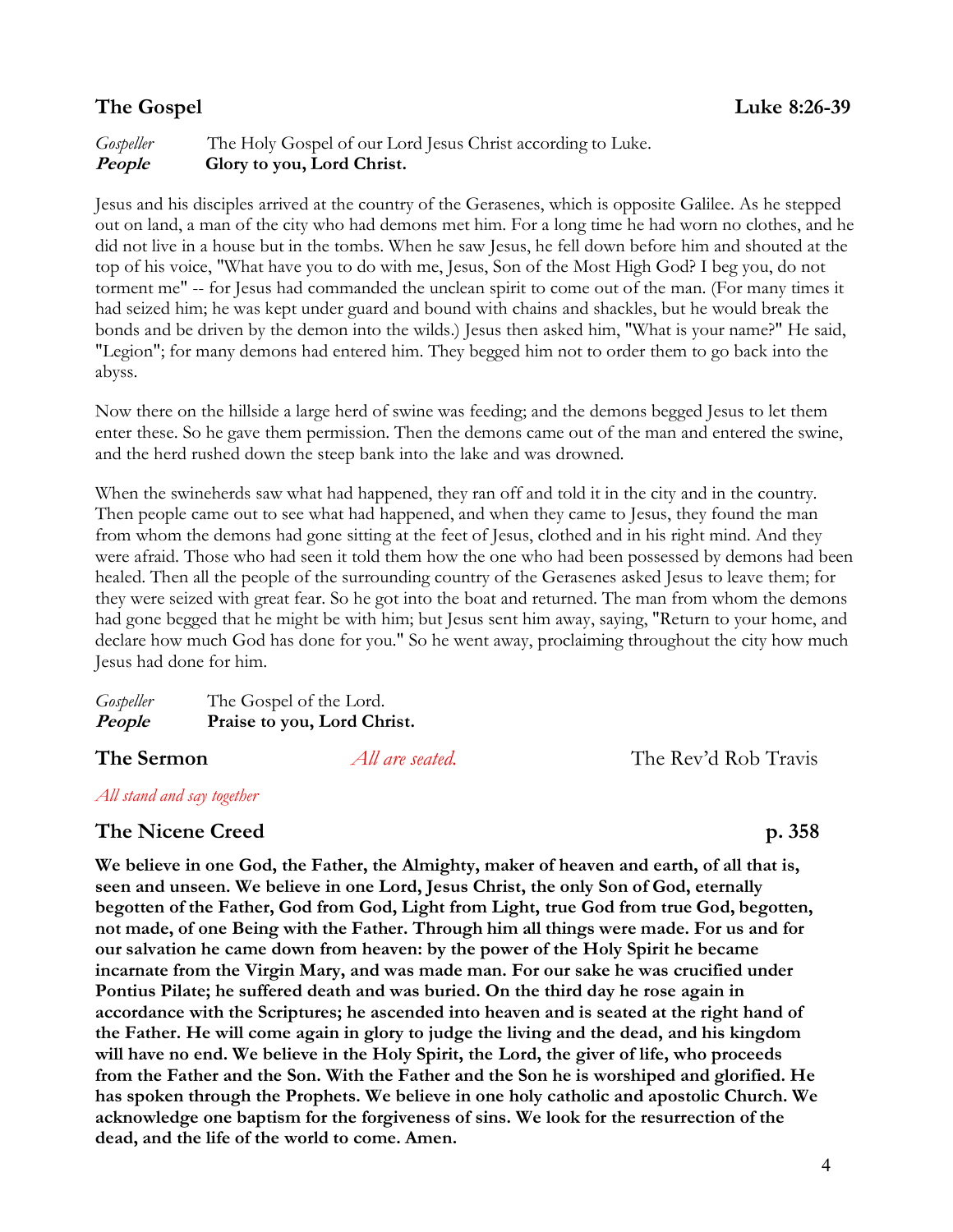## The Gospel — Luke 8:26-39

*Gospeller* The Holy Gospel of our Lord Jesus Christ according to Luke.
***People*** **Glory to you, Lord Christ.**

Jesus and his disciples arrived at the country of the Gerasenes, which is opposite Galilee. As he stepped out on land, a man of the city who had demons met him. For a long time he had worn no clothes, and he did not live in a house but in the tombs. When he saw Jesus, he fell down before him and shouted at the top of his voice, "What have you to do with me, Jesus, Son of the Most High God? I beg you, do not torment me" -- for Jesus had commanded the unclean spirit to come out of the man. (For many times it had seized him; he was kept under guard and bound with chains and shackles, but he would break the bonds and be driven by the demon into the wilds.) Jesus then asked him, "What is your name?" He said, "Legion"; for many demons had entered him. They begged him not to order them to go back into the abyss.

Now there on the hillside a large herd of swine was feeding; and the demons begged Jesus to let them enter these. So he gave them permission. Then the demons came out of the man and entered the swine, and the herd rushed down the steep bank into the lake and was drowned.

When the swineherds saw what had happened, they ran off and told it in the city and in the country. Then people came out to see what had happened, and when they came to Jesus, they found the man from whom the demons had gone sitting at the feet of Jesus, clothed and in his right mind. And they were afraid. Those who had seen it told them how the one who had been possessed by demons had been healed. Then all the people of the surrounding country of the Gerasenes asked Jesus to leave them; for they were seized with great fear. So he got into the boat and returned. The man from whom the demons had gone begged that he might be with him; but Jesus sent him away, saying, "Return to your home, and declare how much God has done for you." So he went away, proclaiming throughout the city how much Jesus had done for him.

*Gospeller* The Gospel of the Lord.
***People*** **Praise to you, Lord Christ.**

## The Sermon — *All are seated.* — The Rev'd Rob Travis

*All stand and say together*

## The Nicene Creed — p. 358

**We believe in one God, the Father, the Almighty, maker of heaven and earth, of all that is, seen and unseen. We believe in one Lord, Jesus Christ, the only Son of God, eternally begotten of the Father, God from God, Light from Light, true God from true God, begotten, not made, of one Being with the Father. Through him all things were made. For us and for our salvation he came down from heaven: by the power of the Holy Spirit he became incarnate from the Virgin Mary, and was made man. For our sake he was crucified under Pontius Pilate; he suffered death and was buried. On the third day he rose again in accordance with the Scriptures; he ascended into heaven and is seated at the right hand of the Father. He will come again in glory to judge the living and the dead, and his kingdom will have no end. We believe in the Holy Spirit, the Lord, the giver of life, who proceeds from the Father and the Son. With the Father and the Son he is worshiped and glorified. He has spoken through the Prophets. We believe in one holy catholic and apostolic Church. We acknowledge one baptism for the forgiveness of sins. We look for the resurrection of the dead, and the life of the world to come. Amen.**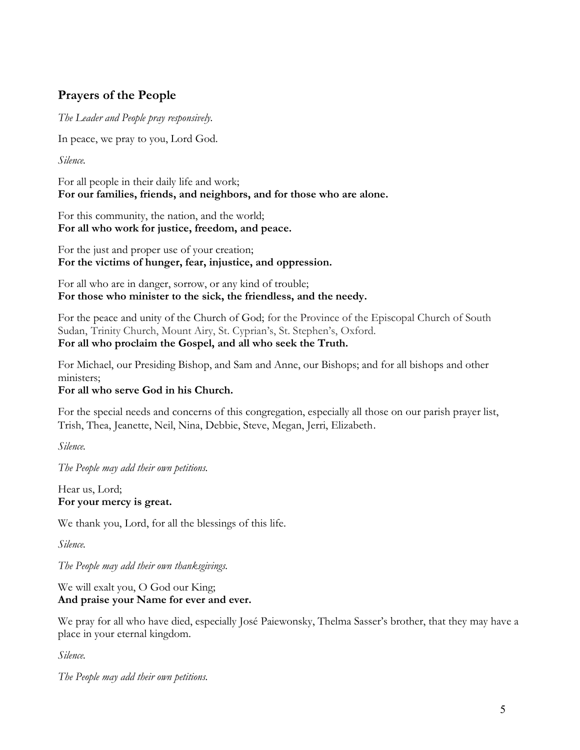## Prayers of the People

*The Leader and People pray responsively.*

In peace, we pray to you, Lord God.

*Silence.*

For all people in their daily life and work;
**For our families, friends, and neighbors, and for those who are alone.**

For this community, the nation, and the world;
**For all who work for justice, freedom, and peace.**

For the just and proper use of your creation;
**For the victims of hunger, fear, injustice, and oppression.**

For all who are in danger, sorrow, or any kind of trouble;
**For those who minister to the sick, the friendless, and the needy.**

For the peace and unity of the Church of God; for the Province of the Episcopal Church of South Sudan, Trinity Church, Mount Airy, St. Cyprian's, St. Stephen's, Oxford.
**For all who proclaim the Gospel, and all who seek the Truth.**

For Michael, our Presiding Bishop, and Sam and Anne, our Bishops; and for all bishops and other ministers;
**For all who serve God in his Church.**

For the special needs and concerns of this congregation, especially all those on our parish prayer list, Trish, Thea, Jeanette, Neil, Nina, Debbie, Steve, Megan, Jerri, Elizabeth.

*Silence.*

*The People may add their own petitions.*

Hear us, Lord;
**For your mercy is great.**

We thank you, Lord, for all the blessings of this life.

*Silence.*

*The People may add their own thanksgivings.*

We will exalt you, O God our King;
**And praise your Name for ever and ever.**

We pray for all who have died, especially José Paiewonsky, Thelma Sasser's brother, that they may have a place in your eternal kingdom.

*Silence.*

*The People may add their own petitions.*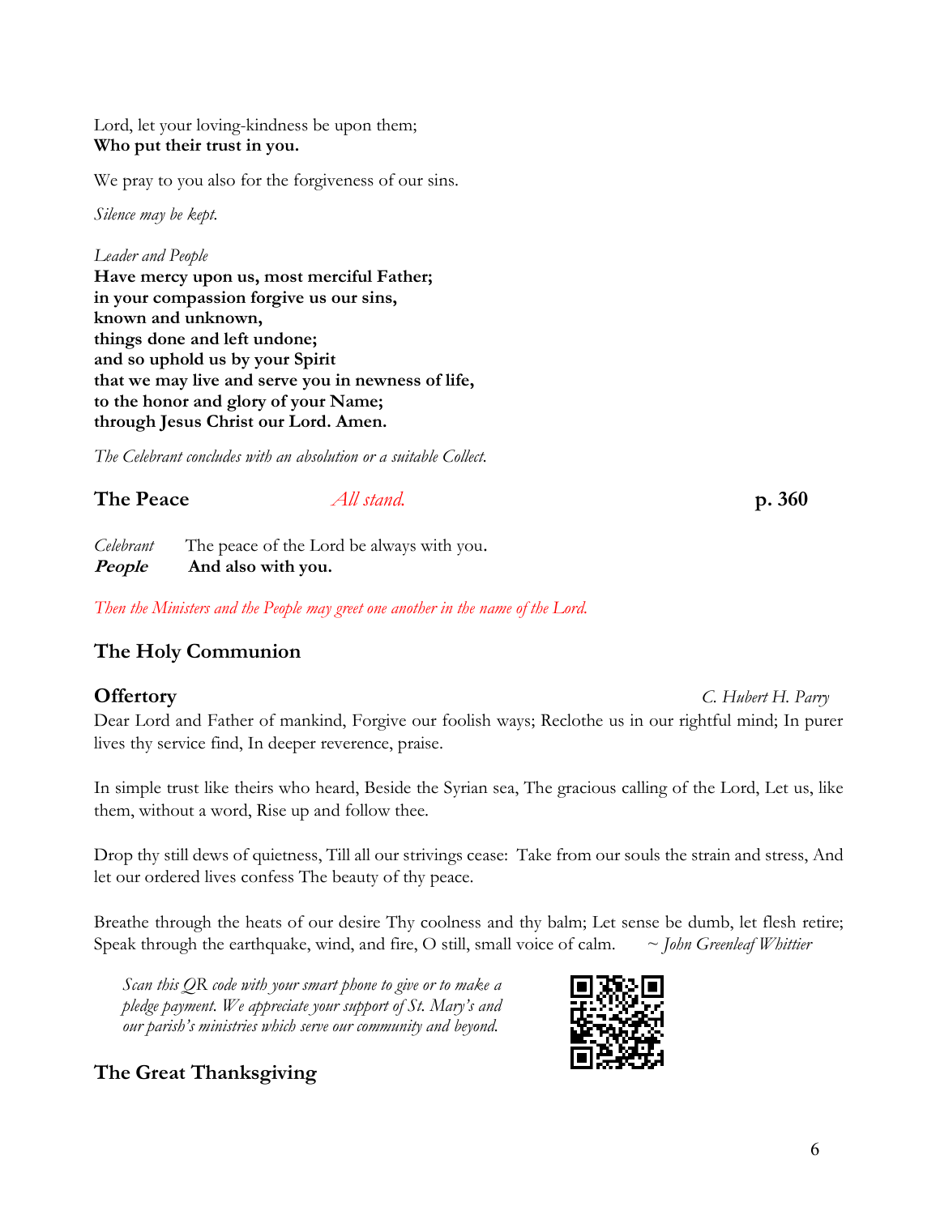Lord, let your loving-kindness be upon them;
**Who put their trust in you.**

We pray to you also for the forgiveness of our sins.

*Silence may be kept.*

*Leader and People*
**Have mercy upon us, most merciful Father;**
**in your compassion forgive us our sins,**
**known and unknown,**
**things done and left undone;**
**and so uphold us by your Spirit**
**that we may live and serve you in newness of life,**
**to the honor and glory of your Name;**
**through Jesus Christ our Lord. Amen.**

*The Celebrant concludes with an absolution or a suitable Collect.*

## The Peace *All stand.* p. 360

*Celebrant* The peace of the Lord be always with you.
***People*** **And also with you.**

*Then the Ministers and the People may greet one another in the name of the Lord.*

## The Holy Communion

### Offertory *C. Hubert H. Parry*

Dear Lord and Father of mankind, Forgive our foolish ways; Reclothe us in our rightful mind; In purer lives thy service find, In deeper reverence, praise.

In simple trust like theirs who heard, Beside the Syrian sea, The gracious calling of the Lord, Let us, like them, without a word, Rise up and follow thee.

Drop thy still dews of quietness, Till all our strivings cease: Take from our souls the strain and stress, And let our ordered lives confess The beauty of thy peace.

Breathe through the heats of our desire Thy coolness and thy balm; Let sense be dumb, let flesh retire; Speak through the earthquake, wind, and fire, O still, small voice of calm. ~ *John Greenleaf Whittier*

*Scan this QR code with your smart phone to give or to make a pledge payment. We appreciate your support of St. Mary's and our parish's ministries which serve our community and beyond.*

## The Great Thanksgiving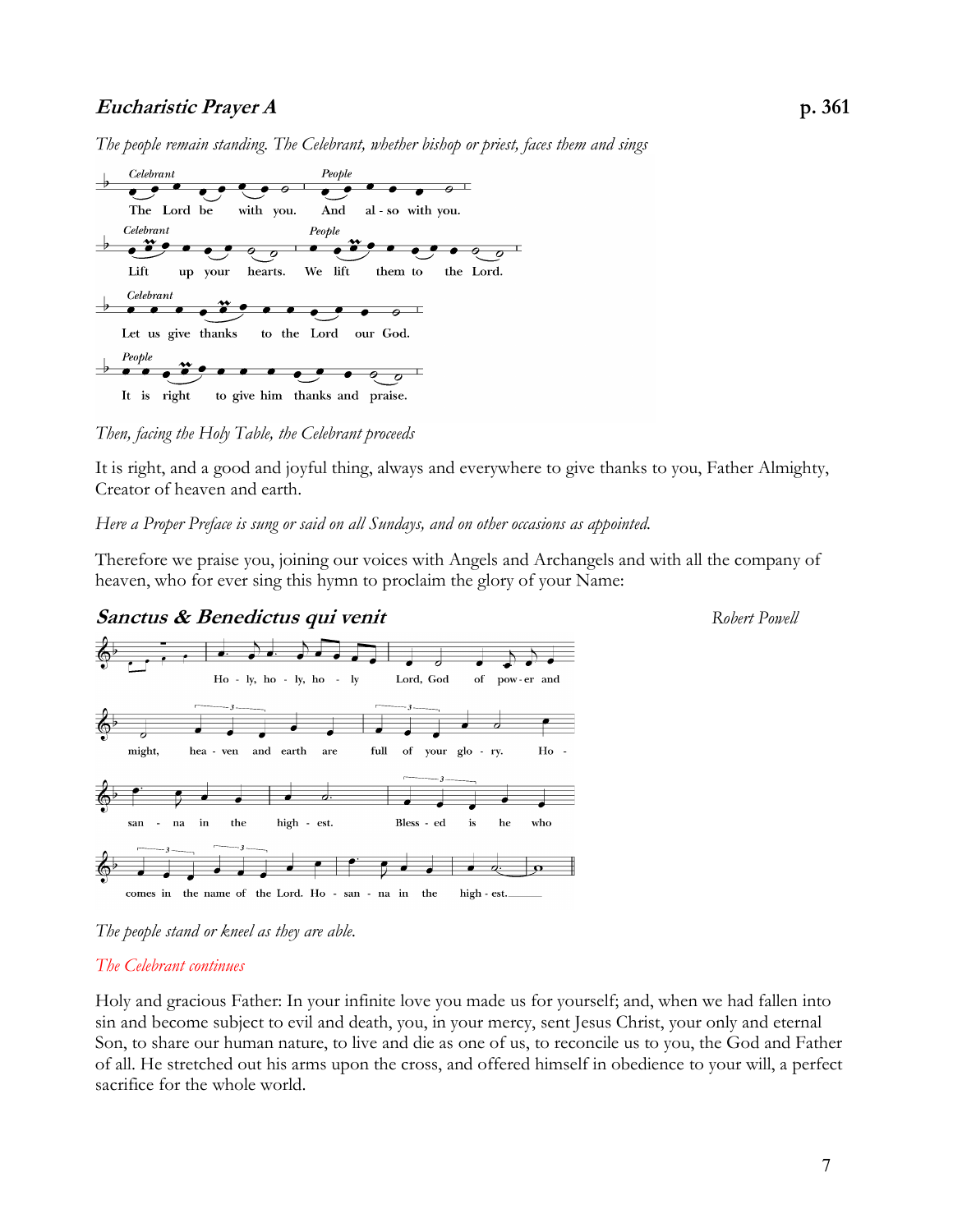## *Eucharistic Prayer A* p. 361

*The people remain standing. The Celebrant, whether bishop or priest, faces them and sings*

*Celebrant* The Lord be with you. *People* And also with you.

*Celebrant* Lift up your hearts. *People* We lift them to the Lord.

*Celebrant* Let us give thanks to the Lord our God.

*People* It is right to give him thanks and praise.

*Then, facing the Holy Table, the Celebrant proceeds*

It is right, and a good and joyful thing, always and everywhere to give thanks to you, Father Almighty, Creator of heaven and earth.

*Here a Proper Preface is sung or said on all Sundays, and on other occasions as appointed.*

Therefore we praise you, joining our voices with Angels and Archangels and with all the company of heaven, who for ever sing this hymn to proclaim the glory of your Name:

## *Sanctus & Benedictus qui venit* *Robert Powell*

Holy, holy, holy Lord, God of power and might, heaven and earth are full of your glory. Hosanna in the highest. Blessed is he who comes in the name of the Lord. Hosanna in the highest.

*The people stand or kneel as they are able.*

*The Celebrant continues*

Holy and gracious Father: In your infinite love you made us for yourself; and, when we had fallen into sin and become subject to evil and death, you, in your mercy, sent Jesus Christ, your only and eternal Son, to share our human nature, to live and die as one of us, to reconcile us to you, the God and Father of all. He stretched out his arms upon the cross, and offered himself in obedience to your will, a perfect sacrifice for the whole world.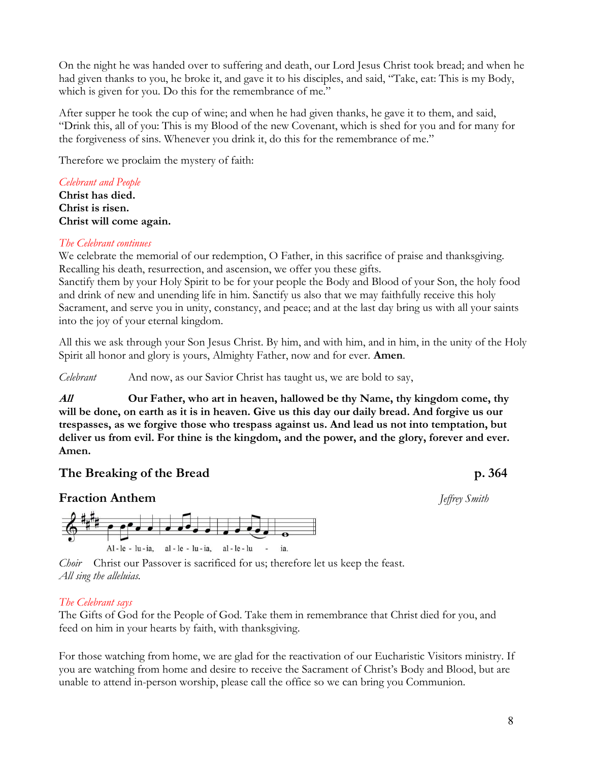On the night he was handed over to suffering and death, our Lord Jesus Christ took bread; and when he had given thanks to you, he broke it, and gave it to his disciples, and said, "Take, eat: This is my Body, which is given for you. Do this for the remembrance of me."

After supper he took the cup of wine; and when he had given thanks, he gave it to them, and said, "Drink this, all of you: This is my Blood of the new Covenant, which is shed for you and for many for the forgiveness of sins. Whenever you drink it, do this for the remembrance of me."

Therefore we proclaim the mystery of faith:

*Celebrant and People*
**Christ has died.**
**Christ is risen.**
**Christ will come again.**

*The Celebrant continues*
We celebrate the memorial of our redemption, O Father, in this sacrifice of praise and thanksgiving. Recalling his death, resurrection, and ascension, we offer you these gifts.
Sanctify them by your Holy Spirit to be for your people the Body and Blood of your Son, the holy food and drink of new and unending life in him. Sanctify us also that we may faithfully receive this holy Sacrament, and serve you in unity, constancy, and peace; and at the last day bring us with all your saints into the joy of your eternal kingdom.

All this we ask through your Son Jesus Christ. By him, and with him, and in him, in the unity of the Holy Spirit all honor and glory is yours, Almighty Father, now and for ever. **Amen**.

*Celebrant* And now, as our Savior Christ has taught us, we are bold to say,

***All*** **Our Father, who art in heaven, hallowed be thy Name, thy kingdom come, thy will be done, on earth as it is in heaven. Give us this day our daily bread. And forgive us our trespasses, as we forgive those who trespass against us. And lead us not into temptation, but deliver us from evil. For thine is the kingdom, and the power, and the glory, forever and ever. Amen.**

## The Breaking of the Bread p. 364

## Fraction Anthem

*Jeffrey Smith*

Al - le - lu - ia, al - le - lu - ia, al - le - lu - ia.

*Choir* Christ our Passover is sacrificed for us; therefore let us keep the feast.
*All sing the alleluias.*

*The Celebrant says*
The Gifts of God for the People of God. Take them in remembrance that Christ died for you, and feed on him in your hearts by faith, with thanksgiving.

For those watching from home, we are glad for the reactivation of our Eucharistic Visitors ministry. If you are watching from home and desire to receive the Sacrament of Christ's Body and Blood, but are unable to attend in-person worship, please call the office so we can bring you Communion.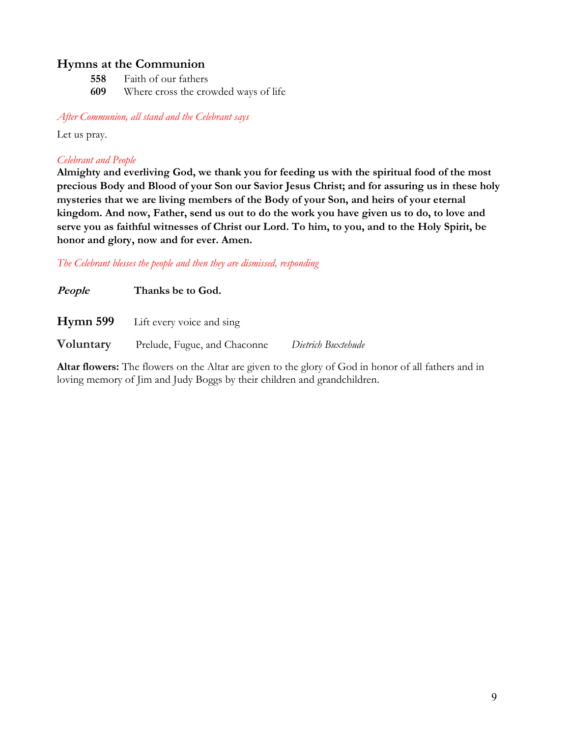## Hymns at the Communion

**558** Faith of our fathers
**609** Where cross the crowded ways of life

*After Communion, all stand and the Celebrant says*

Let us pray.

*Celebrant and People*

**Almighty and everliving God, we thank you for feeding us with the spiritual food of the most precious Body and Blood of your Son our Savior Jesus Christ; and for assuring us in these holy mysteries that we are living members of the Body of your Son, and heirs of your eternal kingdom. And now, Father, send us out to do the work you have given us to do, to love and serve you as faithful witnesses of Christ our Lord. To him, to you, and to the Holy Spirit, be honor and glory, now and for ever. Amen.**

*The Celebrant blesses the people and then they are dismissed, responding*

***People*** **Thanks be to God.**

**Hymn 599** Lift every voice and sing

**Voluntary** Prelude, Fugue, and Chaconne *Dietrich Buxtehude*

**Altar flowers:** The flowers on the Altar are given to the glory of God in honor of all fathers and in loving memory of Jim and Judy Boggs by their children and grandchildren.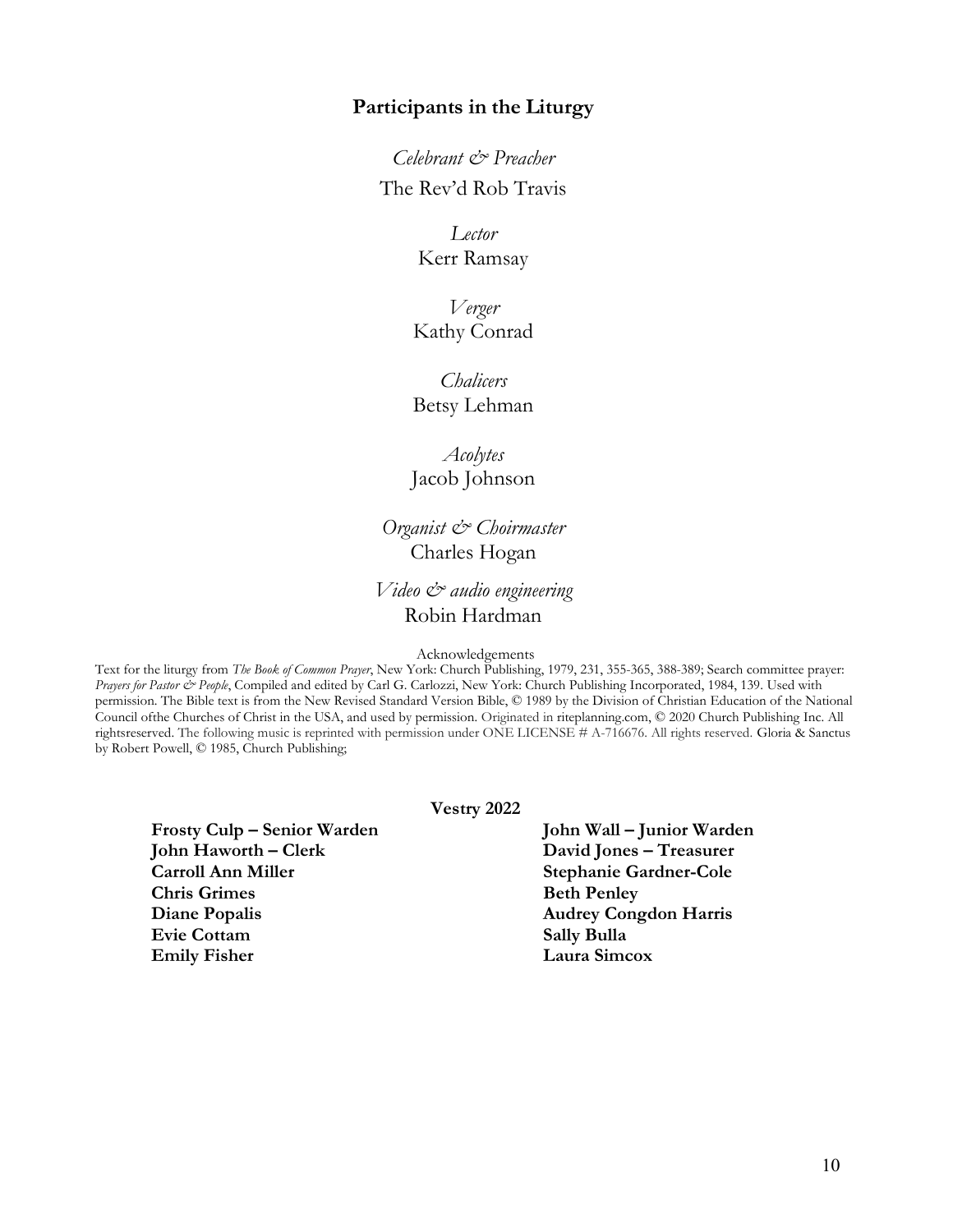## Participants in the Liturgy

*Celebrant & Preacher*
The Rev'd Rob Travis

*Lector*
Kerr Ramsay

*Verger*
Kathy Conrad

*Chalicers*
Betsy Lehman

*Acolytes*
Jacob Johnson

*Organist & Choirmaster*
Charles Hogan

*Video & audio engineering*
Robin Hardman

Acknowledgements

Text for the liturgy from *The Book of Common Prayer*, New York: Church Publishing, 1979, 231, 355-365, 388-389; Search committee prayer: *Prayers for Pastor & People*, Compiled and edited by Carl G. Carlozzi, New York: Church Publishing Incorporated, 1984, 139. Used with permission. The Bible text is from the New Revised Standard Version Bible, © 1989 by the Division of Christian Education of the National Council ofthe Churches of Christ in the USA, and used by permission. Originated in riteplanning.com, © 2020 Church Publishing Inc. All rightsreserved. The following music is reprinted with permission under ONE LICENSE # A-716676. All rights reserved. Gloria & Sanctus by Robert Powell, © 1985, Church Publishing;

**Vestry 2022**

**Frosty Culp – Senior Warden**
**John Haworth – Clerk**
**Carroll Ann Miller**
**Chris Grimes**
**Diane Popalis**
**Evie Cottam**
**Emily Fisher**
**John Wall – Junior Warden**
**David Jones – Treasurer**
**Stephanie Gardner-Cole**
**Beth Penley**
**Audrey Congdon Harris**
**Sally Bulla**
**Laura Simcox**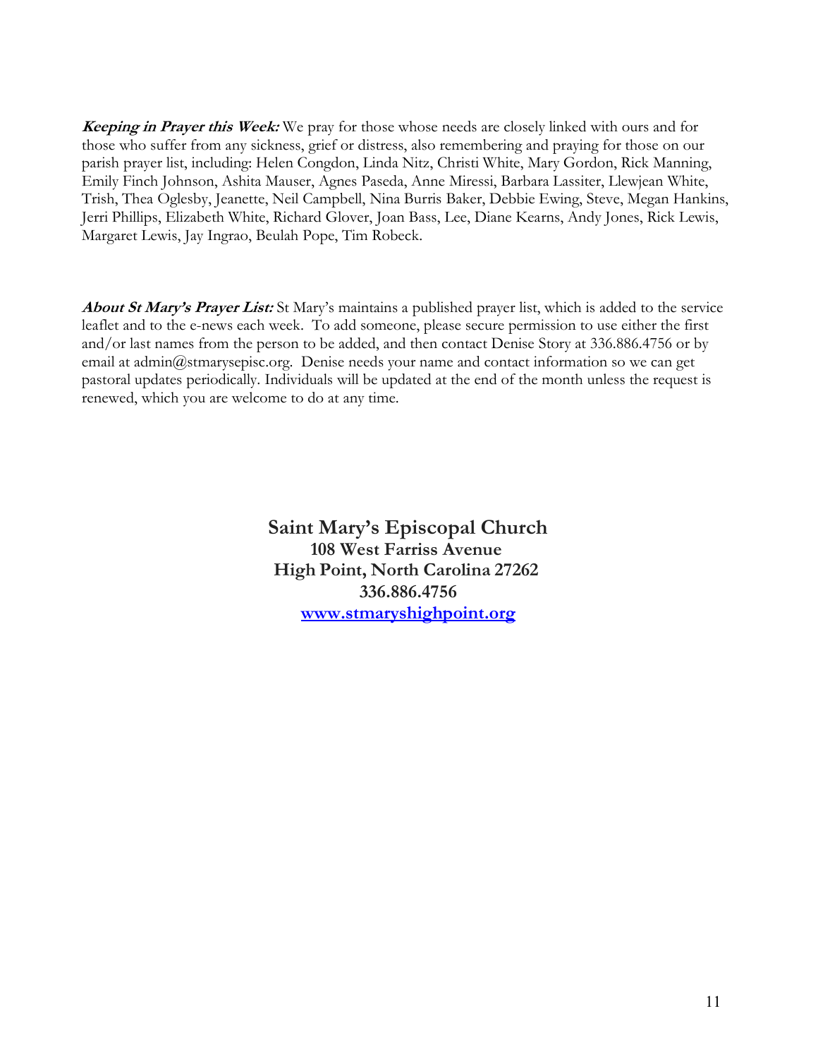***Keeping in Prayer this Week:*** We pray for those whose needs are closely linked with ours and for those who suffer from any sickness, grief or distress, also remembering and praying for those on our parish prayer list, including: Helen Congdon, Linda Nitz, Christi White, Mary Gordon, Rick Manning, Emily Finch Johnson, Ashita Mauser, Agnes Paseda, Anne Miressi, Barbara Lassiter, Llewjean White, Trish, Thea Oglesby, Jeanette, Neil Campbell, Nina Burris Baker, Debbie Ewing, Steve, Megan Hankins, Jerri Phillips, Elizabeth White, Richard Glover, Joan Bass, Lee, Diane Kearns, Andy Jones, Rick Lewis, Margaret Lewis, Jay Ingrao, Beulah Pope, Tim Robeck.

***About St Mary's Prayer List:*** St Mary's maintains a published prayer list, which is added to the service leaflet and to the e-news each week. To add someone, please secure permission to use either the first and/or last names from the person to be added, and then contact Denise Story at 336.886.4756 or by email at admin@stmarysepisc.org. Denise needs your name and contact information so we can get pastoral updates periodically. Individuals will be updated at the end of the month unless the request is renewed, which you are welcome to do at any time.

**Saint Mary's Episcopal Church**
**108 West Farriss Avenue**
**High Point, North Carolina 27262**
**336.886.4756**
**[www.stmaryshighpoint.org](http://www.stmaryshighpoint.org)**